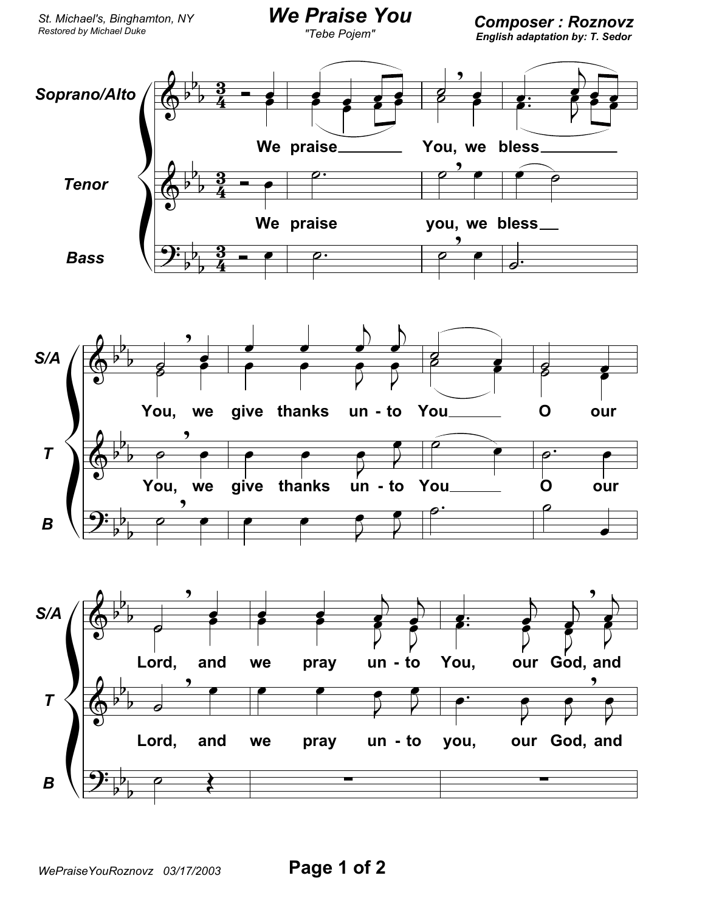St. Michael's, Binghamton, NY
*Restored by Michael Duke*

# We Praise You

"Tebe Pojem"

**Composer : Roznovz**
**English adaptation by: T. Sedor**

Soprano/Alto: We praise You, we bless You, we give thanks un - to You O our Lord, and we pray un - to You, our God, and

Tenor: We praise you, we bless You, we give thanks un - to You O our Lord, and we pray un - to you, our God, and

Bass

WePraiseYouRoznovz 03/17/2003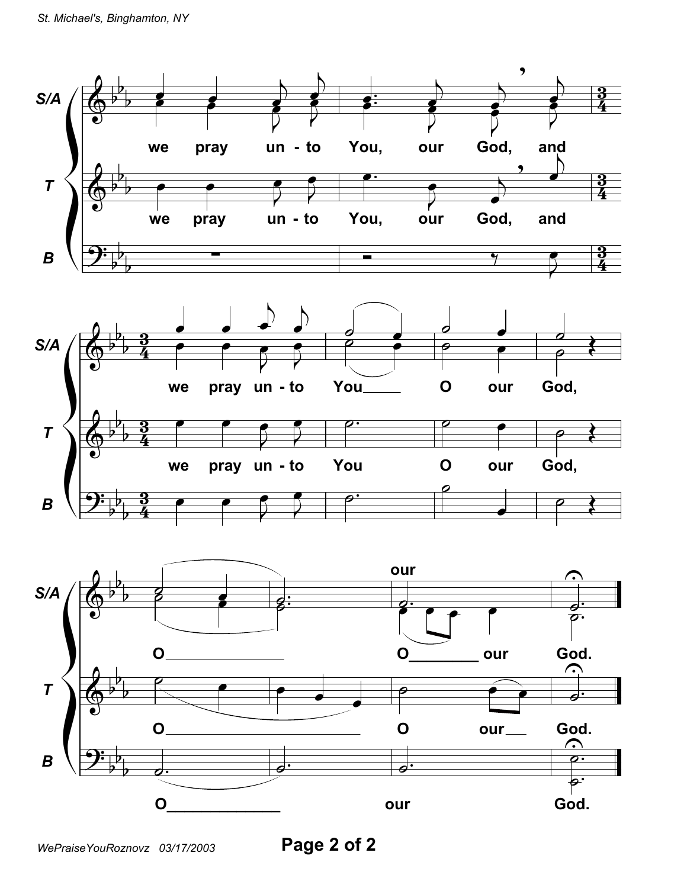S/A

we pray un - to You, our God, and

T

we pray un - to You, our God, and

B

S/A

we pray un - to You_____ O our God,

T

we pray un - to You O our God,

B

S/A

our

O______________ O________ our God.

T

O_________________________ O our___ God.

B

O_____________ our God.